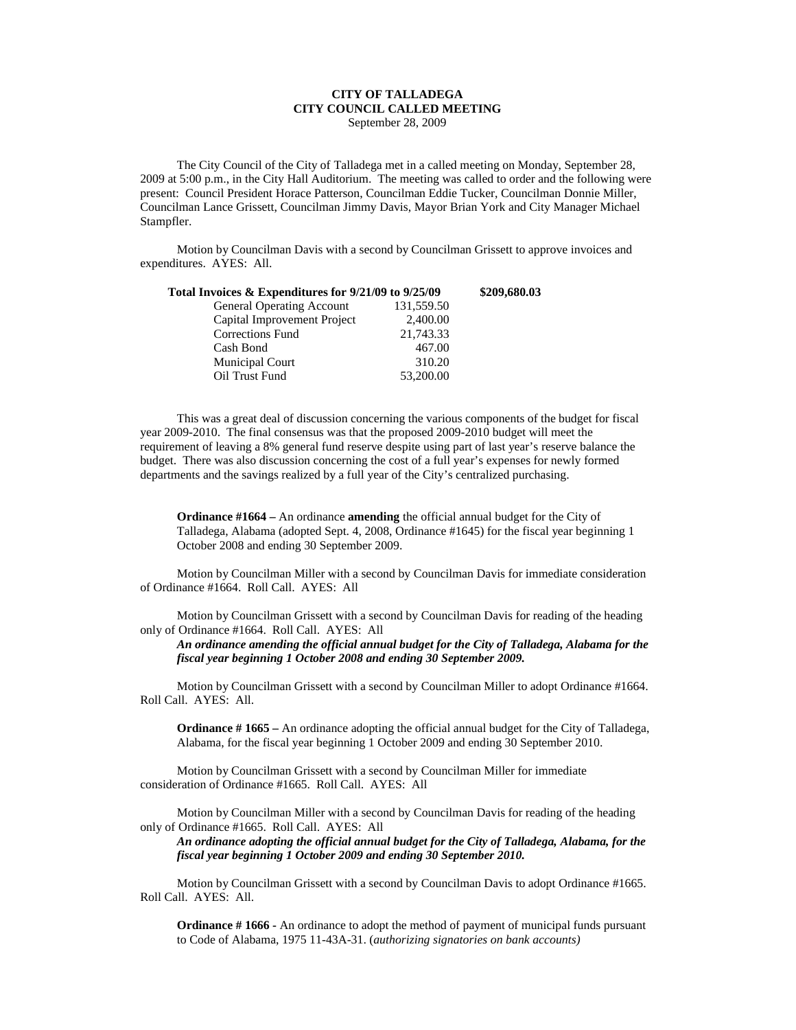# CITY OF TALLADEGA
## CITY COUNCIL CALLED MEETING
September 28, 2009

The City Council of the City of Talladega met in a called meeting on Monday, September 28, 2009 at 5:00 p.m., in the City Hall Auditorium. The meeting was called to order and the following were present: Council President Horace Patterson, Councilman Eddie Tucker, Councilman Donnie Miller, Councilman Lance Grissett, Councilman Jimmy Davis, Mayor Brian York and City Manager Michael Stampfler.

Motion by Councilman Davis with a second by Councilman Grissett to approve invoices and expenditures. AYES: All.

| **Total Invoices & Expenditures for 9/21/09 to 9/25/09** | | **$209,680.03** |
|---|---|---|
| General Operating Account | 131,559.50 | |
| Capital Improvement Project | 2,400.00 | |
| Corrections Fund | 21,743.33 | |
| Cash Bond | 467.00 | |
| Municipal Court | 310.20 | |
| Oil Trust Fund | 53,200.00 | |

This was a great deal of discussion concerning the various components of the budget for fiscal year 2009-2010. The final consensus was that the proposed 2009-2010 budget will meet the requirement of leaving a 8% general fund reserve despite using part of last year's reserve balance the budget. There was also discussion concerning the cost of a full year's expenses for newly formed departments and the savings realized by a full year of the City's centralized purchasing.

**Ordinance #1664 –** An ordinance **amending** the official annual budget for the City of Talladega, Alabama (adopted Sept. 4, 2008, Ordinance #1645) for the fiscal year beginning 1 October 2008 and ending 30 September 2009.

Motion by Councilman Miller with a second by Councilman Davis for immediate consideration of Ordinance #1664. Roll Call. AYES: All

Motion by Councilman Grissett with a second by Councilman Davis for reading of the heading only of Ordinance #1664. Roll Call. AYES: All

***An ordinance amending the official annual budget for the City of Talladega, Alabama for the fiscal year beginning 1 October 2008 and ending 30 September 2009.***

Motion by Councilman Grissett with a second by Councilman Miller to adopt Ordinance #1664. Roll Call. AYES: All.

**Ordinance # 1665 –** An ordinance adopting the official annual budget for the City of Talladega, Alabama, for the fiscal year beginning 1 October 2009 and ending 30 September 2010.

Motion by Councilman Grissett with a second by Councilman Miller for immediate consideration of Ordinance #1665. Roll Call. AYES: All

Motion by Councilman Miller with a second by Councilman Davis for reading of the heading only of Ordinance #1665. Roll Call. AYES: All

***An ordinance adopting the official annual budget for the City of Talladega, Alabama, for the fiscal year beginning 1 October 2009 and ending 30 September 2010.***

Motion by Councilman Grissett with a second by Councilman Davis to adopt Ordinance #1665. Roll Call. AYES: All.

**Ordinance # 1666 -** An ordinance to adopt the method of payment of municipal funds pursuant to Code of Alabama, 1975 11-43A-31. (*authorizing signatories on bank accounts)*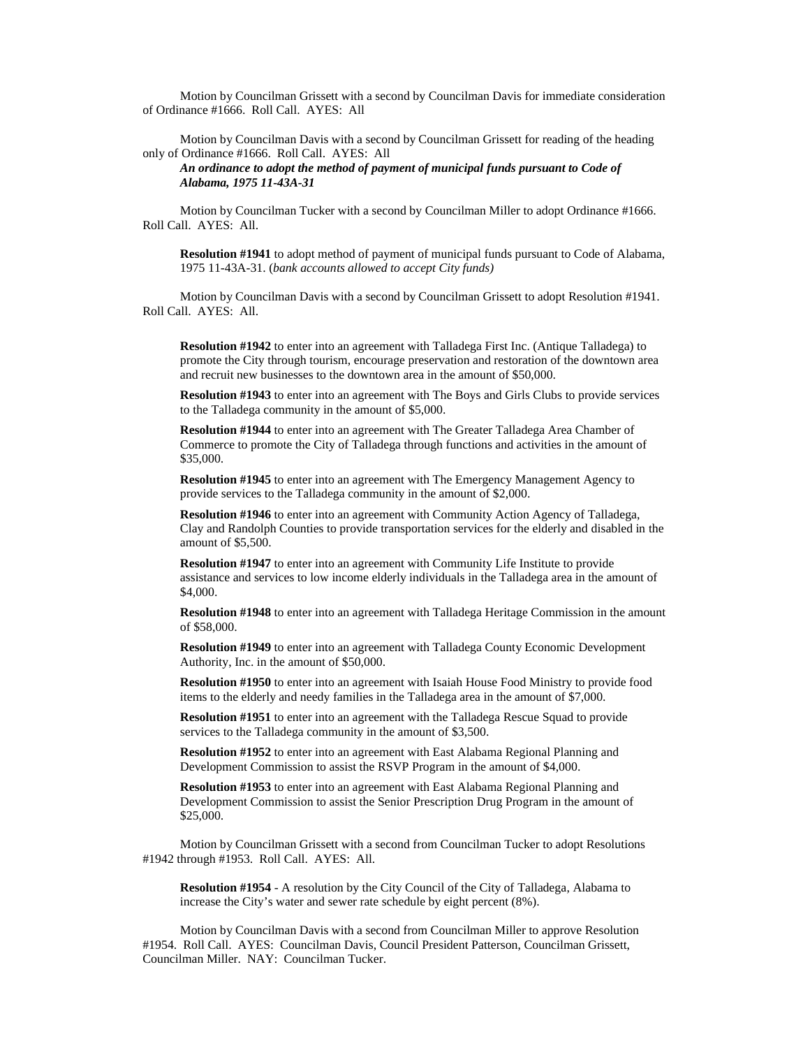Motion by Councilman Grissett with a second by Councilman Davis for immediate consideration of Ordinance #1666. Roll Call. AYES: All

Motion by Councilman Davis with a second by Councilman Grissett for reading of the heading only of Ordinance #1666. Roll Call. AYES: All

> ***An ordinance to adopt the method of payment of municipal funds pursuant to Code of Alabama, 1975 11-43A-31***

Motion by Councilman Tucker with a second by Councilman Miller to adopt Ordinance #1666. Roll Call. AYES: All.

> **Resolution #1941** to adopt method of payment of municipal funds pursuant to Code of Alabama, 1975 11-43A-31. (*bank accounts allowed to accept City funds)*

Motion by Councilman Davis with a second by Councilman Grissett to adopt Resolution #1941. Roll Call. AYES: All.

> **Resolution #1942** to enter into an agreement with Talladega First Inc. (Antique Talladega) to promote the City through tourism, encourage preservation and restoration of the downtown area and recruit new businesses to the downtown area in the amount of $50,000.
>
> **Resolution #1943** to enter into an agreement with The Boys and Girls Clubs to provide services to the Talladega community in the amount of $5,000.
>
> **Resolution #1944** to enter into an agreement with The Greater Talladega Area Chamber of Commerce to promote the City of Talladega through functions and activities in the amount of $35,000.
>
> **Resolution #1945** to enter into an agreement with The Emergency Management Agency to provide services to the Talladega community in the amount of $2,000.
>
> **Resolution #1946** to enter into an agreement with Community Action Agency of Talladega, Clay and Randolph Counties to provide transportation services for the elderly and disabled in the amount of $5,500.
>
> **Resolution #1947** to enter into an agreement with Community Life Institute to provide assistance and services to low income elderly individuals in the Talladega area in the amount of $4,000.
>
> **Resolution #1948** to enter into an agreement with Talladega Heritage Commission in the amount of $58,000.
>
> **Resolution #1949** to enter into an agreement with Talladega County Economic Development Authority, Inc. in the amount of $50,000.
>
> **Resolution #1950** to enter into an agreement with Isaiah House Food Ministry to provide food items to the elderly and needy families in the Talladega area in the amount of $7,000.
>
> **Resolution #1951** to enter into an agreement with the Talladega Rescue Squad to provide services to the Talladega community in the amount of $3,500.
>
> **Resolution #1952** to enter into an agreement with East Alabama Regional Planning and Development Commission to assist the RSVP Program in the amount of $4,000.
>
> **Resolution #1953** to enter into an agreement with East Alabama Regional Planning and Development Commission to assist the Senior Prescription Drug Program in the amount of $25,000.

Motion by Councilman Grissett with a second from Councilman Tucker to adopt Resolutions #1942 through #1953. Roll Call. AYES: All.

> **Resolution #1954** - A resolution by the City Council of the City of Talladega, Alabama to increase the City's water and sewer rate schedule by eight percent (8%).

Motion by Councilman Davis with a second from Councilman Miller to approve Resolution #1954. Roll Call. AYES: Councilman Davis, Council President Patterson, Councilman Grissett, Councilman Miller. NAY: Councilman Tucker.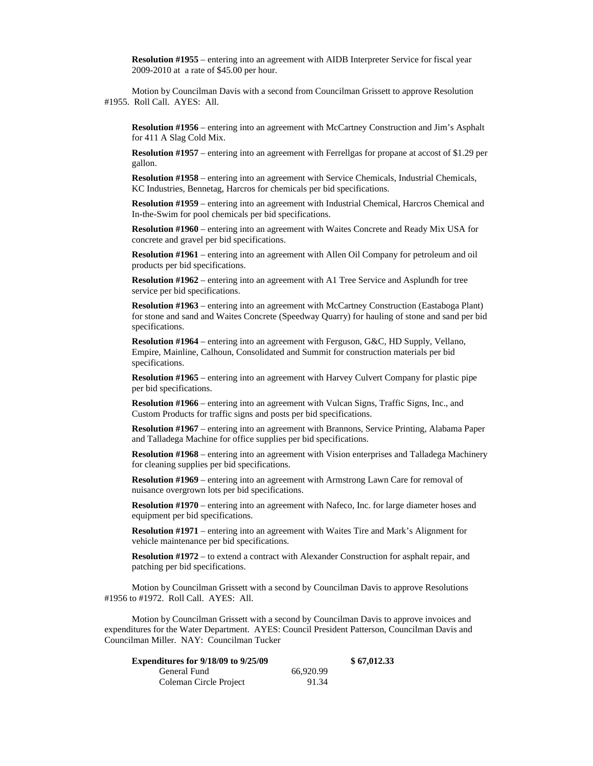**Resolution #1955** – entering into an agreement with AIDB Interpreter Service for fiscal year 2009-2010 at a rate of $45.00 per hour.

Motion by Councilman Davis with a second from Councilman Grissett to approve Resolution #1955. Roll Call. AYES: All.

**Resolution #1956** – entering into an agreement with McCartney Construction and Jim's Asphalt for 411 A Slag Cold Mix.

**Resolution #1957** – entering into an agreement with Ferrellgas for propane at accost of $1.29 per gallon.

**Resolution #1958** – entering into an agreement with Service Chemicals, Industrial Chemicals, KC Industries, Bennetag, Harcros for chemicals per bid specifications.

**Resolution #1959** – entering into an agreement with Industrial Chemical, Harcros Chemical and In-the-Swim for pool chemicals per bid specifications.

**Resolution #1960** – entering into an agreement with Waites Concrete and Ready Mix USA for concrete and gravel per bid specifications.

**Resolution #1961** – entering into an agreement with Allen Oil Company for petroleum and oil products per bid specifications.

**Resolution #1962** – entering into an agreement with A1 Tree Service and Asplundh for tree service per bid specifications.

**Resolution #1963** – entering into an agreement with McCartney Construction (Eastaboga Plant) for stone and sand and Waites Concrete (Speedway Quarry) for hauling of stone and sand per bid specifications.

**Resolution #1964** – entering into an agreement with Ferguson, G&C, HD Supply, Vellano, Empire, Mainline, Calhoun, Consolidated and Summit for construction materials per bid specifications.

**Resolution #1965** – entering into an agreement with Harvey Culvert Company for plastic pipe per bid specifications.

**Resolution #1966** – entering into an agreement with Vulcan Signs, Traffic Signs, Inc., and Custom Products for traffic signs and posts per bid specifications.

**Resolution #1967** – entering into an agreement with Brannons, Service Printing, Alabama Paper and Talladega Machine for office supplies per bid specifications.

**Resolution #1968** – entering into an agreement with Vision enterprises and Talladega Machinery for cleaning supplies per bid specifications.

**Resolution #1969** – entering into an agreement with Armstrong Lawn Care for removal of nuisance overgrown lots per bid specifications.

**Resolution #1970** – entering into an agreement with Nafeco, Inc. for large diameter hoses and equipment per bid specifications.

**Resolution #1971** – entering into an agreement with Waites Tire and Mark's Alignment for vehicle maintenance per bid specifications.

**Resolution #1972** – to extend a contract with Alexander Construction for asphalt repair, and patching per bid specifications.

Motion by Councilman Grissett with a second by Councilman Davis to approve Resolutions #1956 to #1972. Roll Call. AYES: All.

Motion by Councilman Grissett with a second by Councilman Davis to approve invoices and expenditures for the Water Department. AYES: Council President Patterson, Councilman Davis and Councilman Miller. NAY: Councilman Tucker

| **Expenditures for 9/18/09 to 9/25/09** | | **$ 67,012.33** |
|---|---|---|
| General Fund | 66,920.99 | |
| Coleman Circle Project | 91.34 | |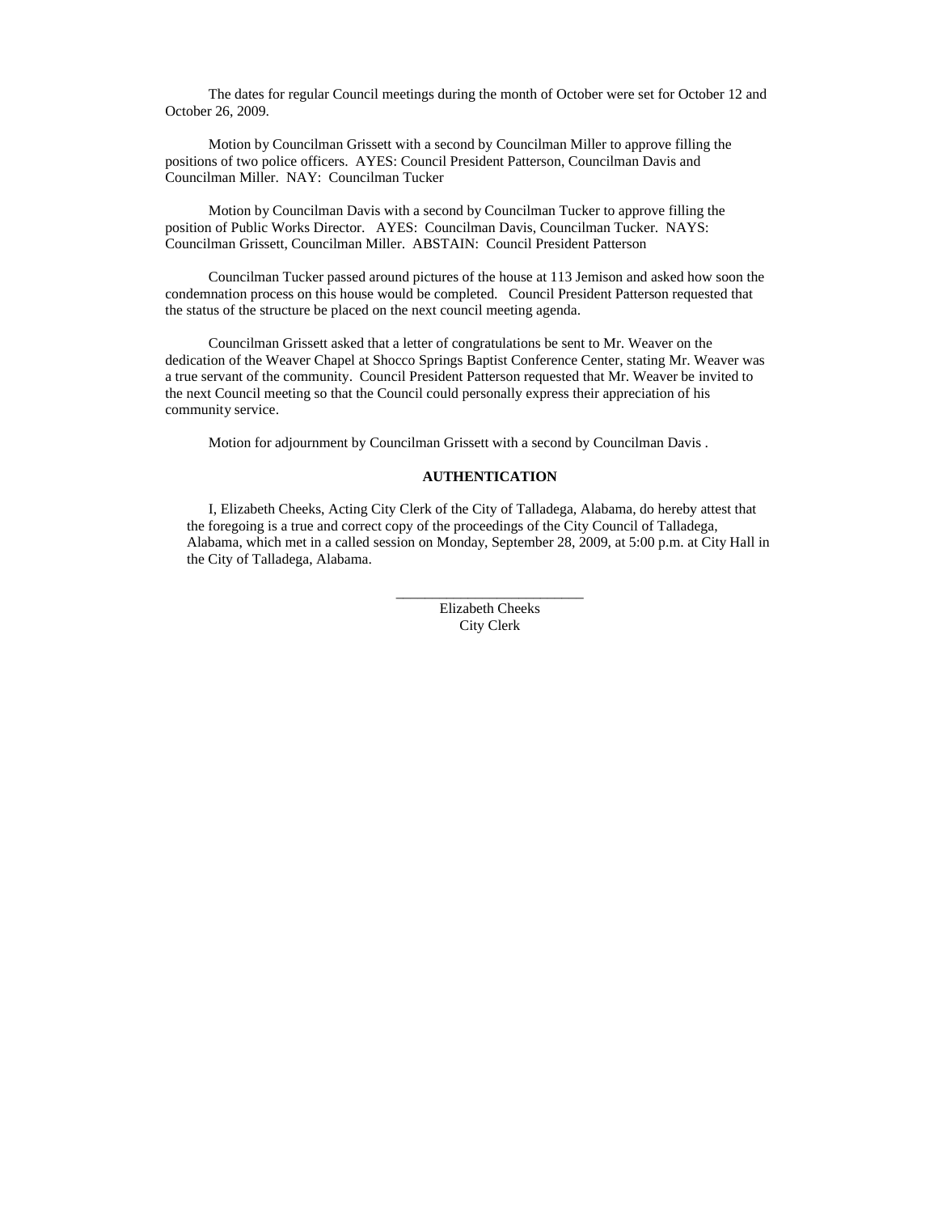The dates for regular Council meetings during the month of October were set for October 12 and October 26, 2009.

Motion by Councilman Grissett with a second by Councilman Miller to approve filling the positions of two police officers. AYES: Council President Patterson, Councilman Davis and Councilman Miller. NAY: Councilman Tucker

Motion by Councilman Davis with a second by Councilman Tucker to approve filling the position of Public Works Director. AYES: Councilman Davis, Councilman Tucker. NAYS: Councilman Grissett, Councilman Miller. ABSTAIN: Council President Patterson

Councilman Tucker passed around pictures of the house at 113 Jemison and asked how soon the condemnation process on this house would be completed. Council President Patterson requested that the status of the structure be placed on the next council meeting agenda.

Councilman Grissett asked that a letter of congratulations be sent to Mr. Weaver on the dedication of the Weaver Chapel at Shocco Springs Baptist Conference Center, stating Mr. Weaver was a true servant of the community. Council President Patterson requested that Mr. Weaver be invited to the next Council meeting so that the Council could personally express their appreciation of his community service.

Motion for adjournment by Councilman Grissett with a second by Councilman Davis .

**AUTHENTICATION**

I, Elizabeth Cheeks, Acting City Clerk of the City of Talladega, Alabama, do hereby attest that the foregoing is a true and correct copy of the proceedings of the City Council of Talladega, Alabama, which met in a called session on Monday, September 28, 2009, at 5:00 p.m. at City Hall in the City of Talladega, Alabama.

\_\_\_\_\_\_\_\_\_\_\_\_\_\_\_\_\_\_\_\_\_\_\_\_\_\_

Elizabeth Cheeks
City Clerk